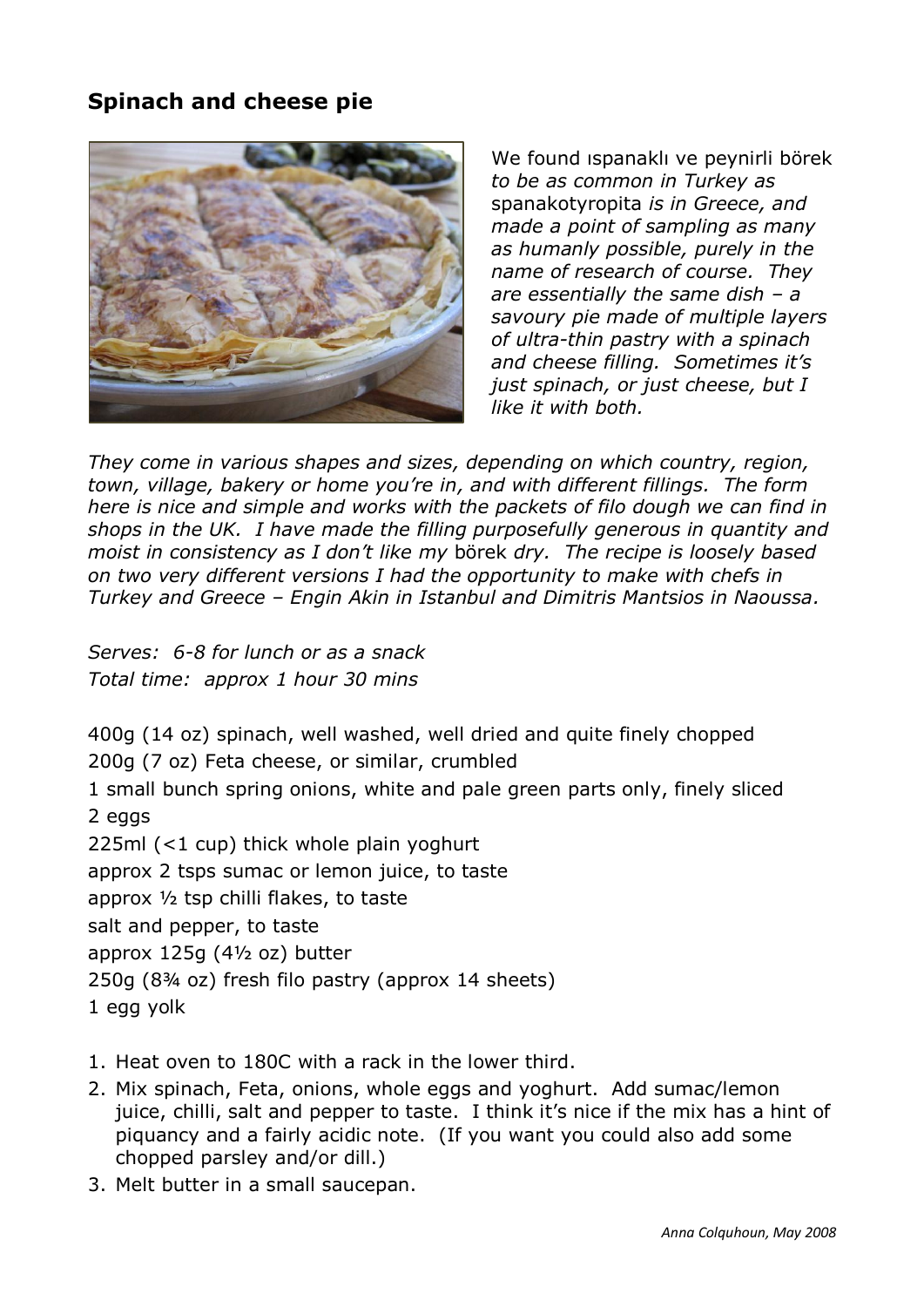## Spinach and cheese pie

We found ıspanaklı ve peynirli börek *to be as common in Turkey as* spanakotyropita *is in Greece, and made a point of sampling as many as humanly possible, purely in the name of research of course. They are essentially the same dish – a savoury pie made of multiple layers of ultra-thin pastry with a spinach and cheese filling. Sometimes it's just spinach, or just cheese, but I like it with both.*

*They come in various shapes and sizes, depending on which country, region, town, village, bakery or home you're in, and with different fillings. The form here is nice and simple and works with the packets of filo dough we can find in shops in the UK. I have made the filling purposefully generous in quantity and moist in consistency as I don't like my* börek *dry. The recipe is loosely based on two very different versions I had the opportunity to make with chefs in Turkey and Greece – Engin Akin in Istanbul and Dimitris Mantsios in Naoussa.*

*Serves: 6-8 for lunch or as a snack*
*Total time: approx 1 hour 30 mins*

400g (14 oz) spinach, well washed, well dried and quite finely chopped
200g (7 oz) Feta cheese, or similar, crumbled
1 small bunch spring onions, white and pale green parts only, finely sliced
2 eggs
225ml (<1 cup) thick whole plain yoghurt
approx 2 tsps sumac or lemon juice, to taste
approx ½ tsp chilli flakes, to taste
salt and pepper, to taste
approx 125g (4½ oz) butter
250g (8¾ oz) fresh filo pastry (approx 14 sheets)
1 egg yolk

1. Heat oven to 180C with a rack in the lower third.
2. Mix spinach, Feta, onions, whole eggs and yoghurt. Add sumac/lemon juice, chilli, salt and pepper to taste. I think it's nice if the mix has a hint of piquancy and a fairly acidic note. (If you want you could also add some chopped parsley and/or dill.)
3. Melt butter in a small saucepan.

*Anna Colquhoun, May 2008*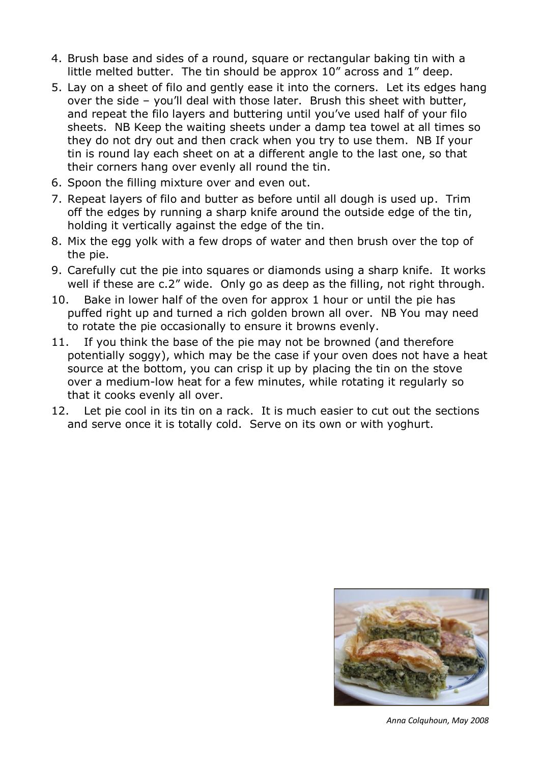4. Brush base and sides of a round, square or rectangular baking tin with a little melted butter. The tin should be approx 10" across and 1" deep.
5. Lay on a sheet of filo and gently ease it into the corners. Let its edges hang over the side – you'll deal with those later. Brush this sheet with butter, and repeat the filo layers and buttering until you've used half of your filo sheets. NB Keep the waiting sheets under a damp tea towel at all times so they do not dry out and then crack when you try to use them. NB If your tin is round lay each sheet on at a different angle to the last one, so that their corners hang over evenly all round the tin.
6. Spoon the filling mixture over and even out.
7. Repeat layers of filo and butter as before until all dough is used up. Trim off the edges by running a sharp knife around the outside edge of the tin, holding it vertically against the edge of the tin.
8. Mix the egg yolk with a few drops of water and then brush over the top of the pie.
9. Carefully cut the pie into squares or diamonds using a sharp knife. It works well if these are c.2" wide. Only go as deep as the filling, not right through.
10. Bake in lower half of the oven for approx 1 hour or until the pie has puffed right up and turned a rich golden brown all over. NB You may need to rotate the pie occasionally to ensure it browns evenly.
11. If you think the base of the pie may not be browned (and therefore potentially soggy), which may be the case if your oven does not have a heat source at the bottom, you can crisp it up by placing the tin on the stove over a medium-low heat for a few minutes, while rotating it regularly so that it cooks evenly all over.
12. Let pie cool in its tin on a rack. It is much easier to cut out the sections and serve once it is totally cold. Serve on its own or with yoghurt.

*Anna Colquhoun, May 2008*